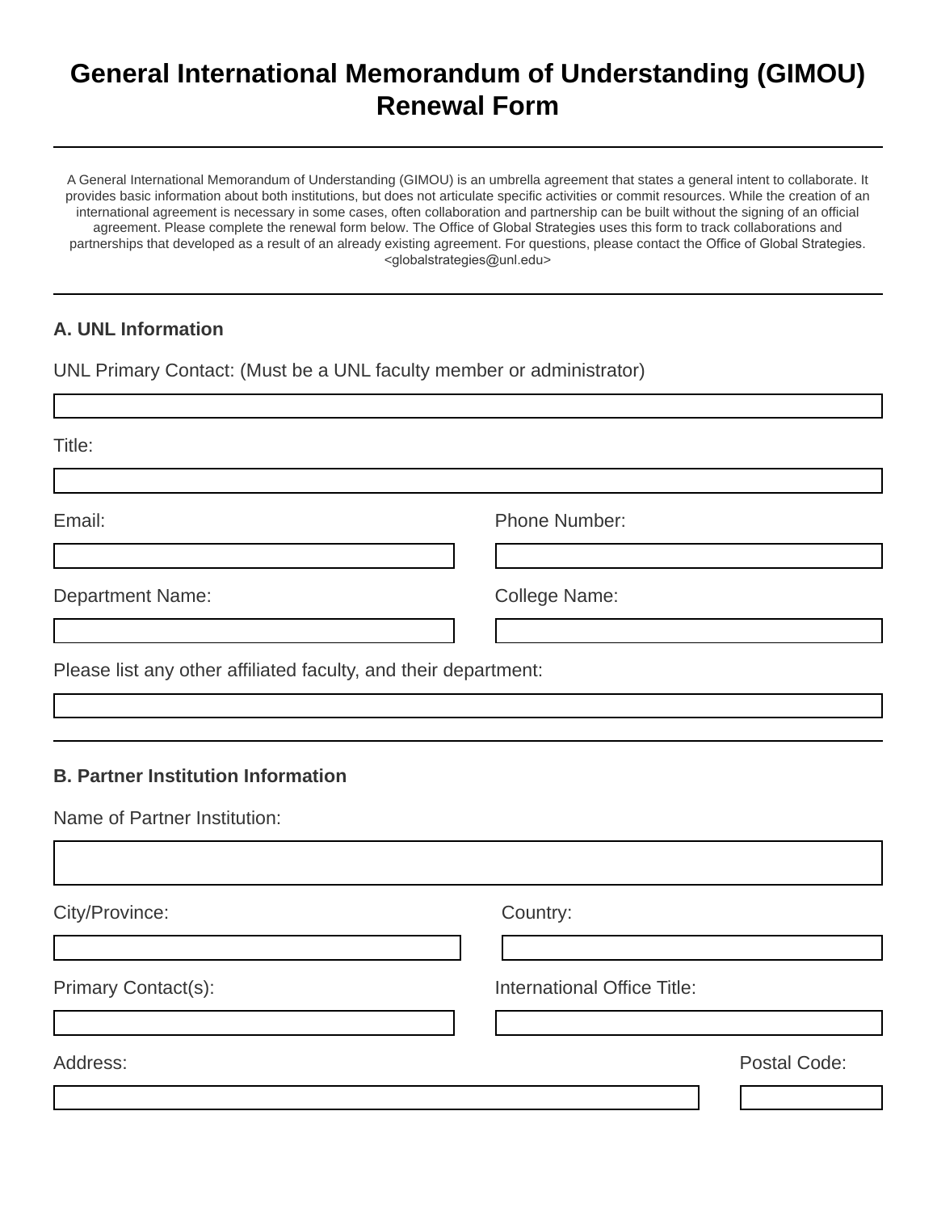# General International Memorandum of Understanding (GIMOU) Renewal Form

---

A General International Memorandum of Understanding (GIMOU) is an umbrella agreement that states a general intent to collaborate. It provides basic information about both institutions, but does not articulate specific activities or commit resources. While the creation of an international agreement is necessary in some cases, often collaboration and partnership can be built without the signing of an official agreement. Please complete the renewal form below. The Office of Global Strategies uses this form to track collaborations and partnerships that developed as a result of an already existing agreement. For questions, please contact the Office of Global Strategies. <globalstrategies@unl.edu>

---

### A. UNL Information

UNL Primary Contact: (Must be a UNL faculty member or administrator)

Title:

Email:

Phone Number:

Department Name:

College Name:

Please list any other affiliated faculty, and their department:

---

### B. Partner Institution Information

Name of Partner Institution:

City/Province:

Country:

Primary Contact(s):

International Office Title:

Address:

Postal Code: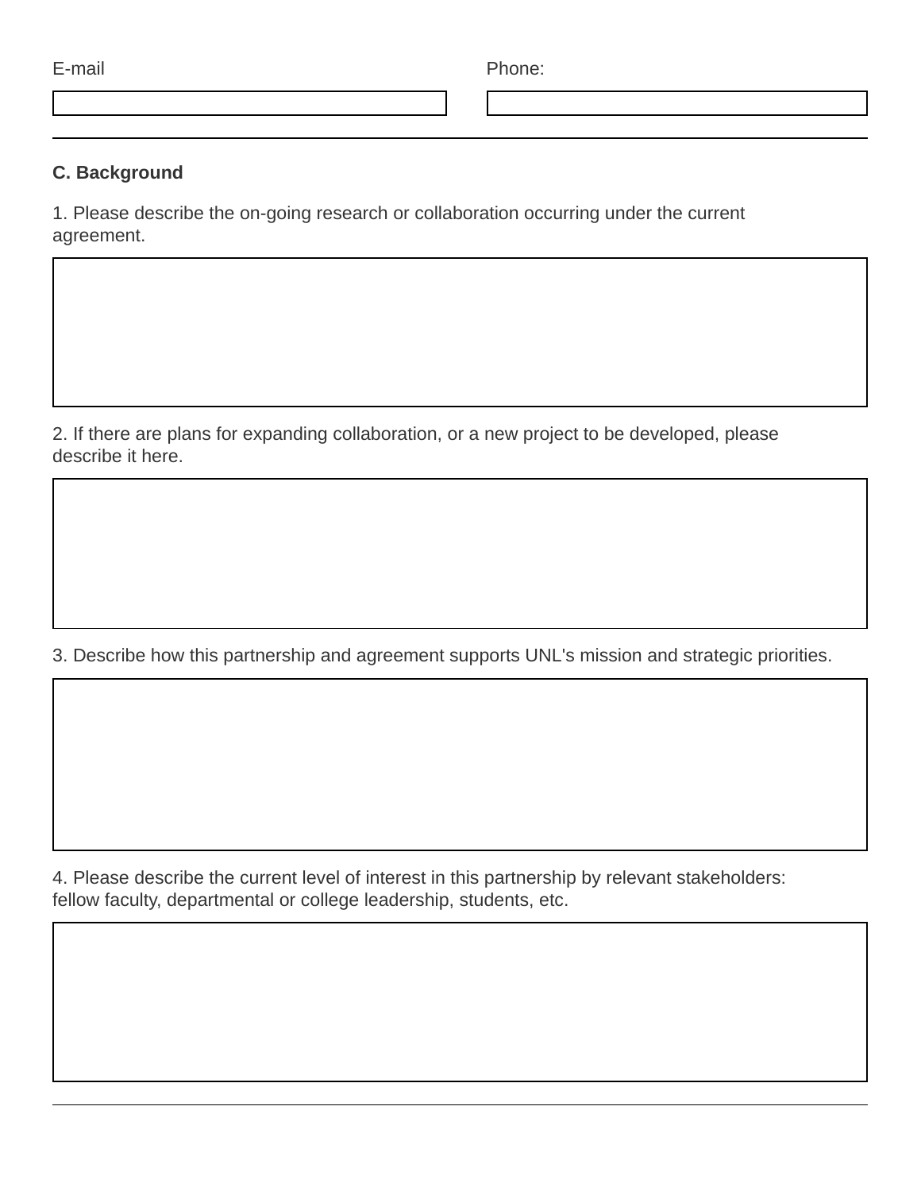E-mail

Phone:

---

**C. Background**

1. Please describe the on-going research or collaboration occurring under the current agreement.

2. If there are plans for expanding collaboration, or a new project to be developed, please describe it here.

3. Describe how this partnership and agreement supports UNL's mission and strategic priorities.

4. Please describe the current level of interest in this partnership by relevant stakeholders: fellow faculty, departmental or college leadership, students, etc.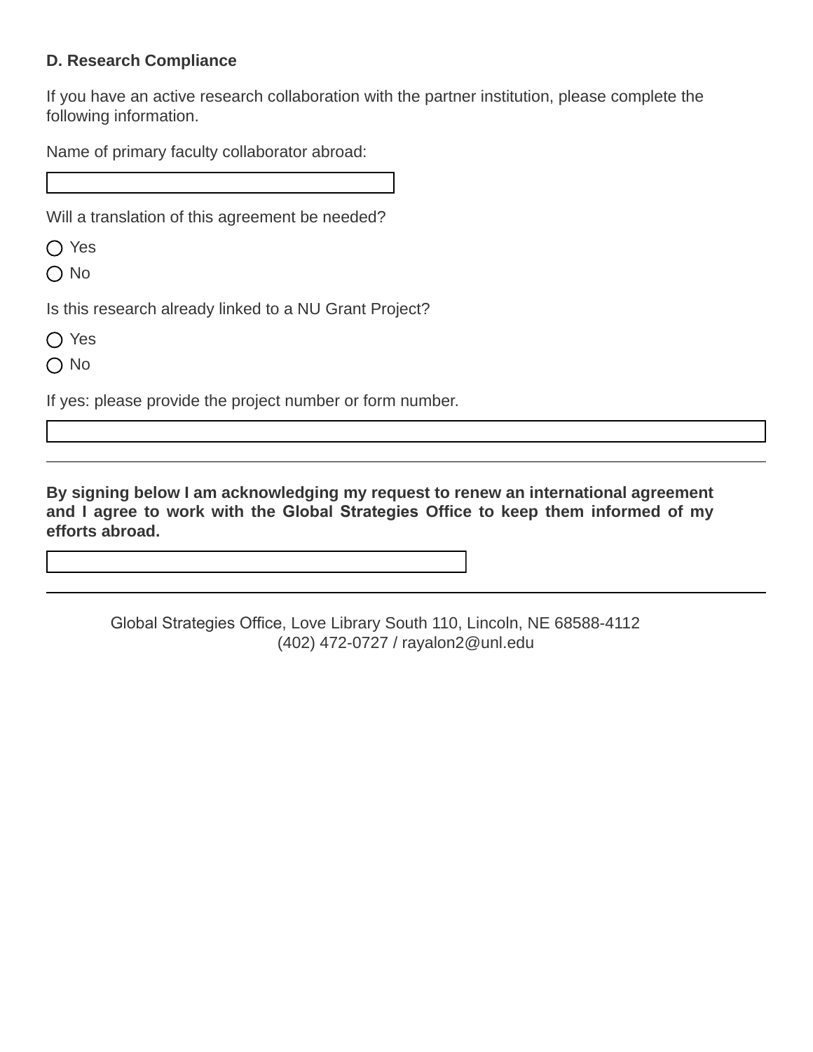**D. Research Compliance**

If you have an active research collaboration with the partner institution, please complete the following information.

Name of primary faculty collaborator abroad:

Will a translation of this agreement be needed?

- ◯ Yes
- ◯ No

Is this research already linked to a NU Grant Project?

- ◯ Yes
- ◯ No

If yes: please provide the project number or form number.

---

**By signing below I am acknowledging my request to renew an international agreement and I agree to work with the Global Strategies Office to keep them informed of my efforts abroad.**

---

Global Strategies Office, Love Library South 110, Lincoln, NE 68588-4112
(402) 472-0727 / rayalon2@unl.edu